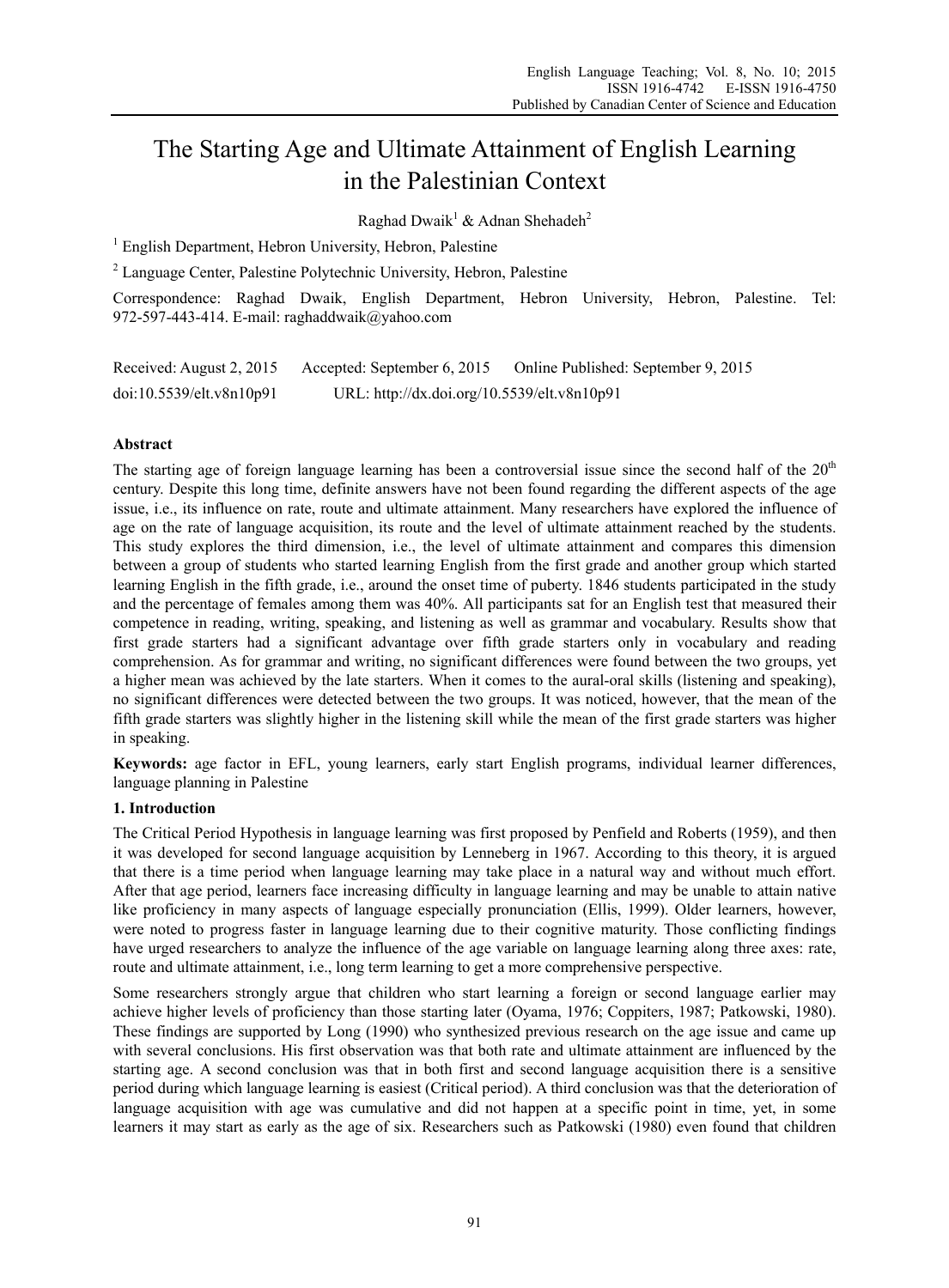# The Starting Age and Ultimate Attainment of English Learning in the Palestinian Context

Raghad Dwaik[1] & Adnan Shehadeh[2]

[1] English Department, Hebron University, Hebron, Palestine

[2] Language Center, Palestine Polytechnic University, Hebron, Palestine

Correspondence: Raghad Dwaik, English Department, Hebron University, Hebron, Palestine. Tel: 972-597-443-414. E-mail: raghaddwaik@yahoo.com

Received: August 2, 2015 Accepted: September 6, 2015 Online Published: September 9, 2015

doi:10.5539/elt.v8n10p91 URL: http://dx.doi.org/10.5539/elt.v8n10p91

## Abstract

The starting age of foreign language learning has been a controversial issue since the second half of the 20th century. Despite this long time, definite answers have not been found regarding the different aspects of the age issue, i.e., its influence on rate, route and ultimate attainment. Many researchers have explored the influence of age on the rate of language acquisition, its route and the level of ultimate attainment reached by the students. This study explores the third dimension, i.e., the level of ultimate attainment and compares this dimension between a group of students who started learning English from the first grade and another group which started learning English in the fifth grade, i.e., around the onset time of puberty. 1846 students participated in the study and the percentage of females among them was 40%. All participants sat for an English test that measured their competence in reading, writing, speaking, and listening as well as grammar and vocabulary. Results show that first grade starters had a significant advantage over fifth grade starters only in vocabulary and reading comprehension. As for grammar and writing, no significant differences were found between the two groups, yet a higher mean was achieved by the late starters. When it comes to the aural-oral skills (listening and speaking), no significant differences were detected between the two groups. It was noticed, however, that the mean of the fifth grade starters was slightly higher in the listening skill while the mean of the first grade starters was higher in speaking.

**Keywords:** age factor in EFL, young learners, early start English programs, individual learner differences, language planning in Palestine

## 1. Introduction

The Critical Period Hypothesis in language learning was first proposed by Penfield and Roberts (1959), and then it was developed for second language acquisition by Lenneberg in 1967. According to this theory, it is argued that there is a time period when language learning may take place in a natural way and without much effort. After that age period, learners face increasing difficulty in language learning and may be unable to attain native like proficiency in many aspects of language especially pronunciation (Ellis, 1999). Older learners, however, were noted to progress faster in language learning due to their cognitive maturity. Those conflicting findings have urged researchers to analyze the influence of the age variable on language learning along three axes: rate, route and ultimate attainment, i.e., long term learning to get a more comprehensive perspective.

Some researchers strongly argue that children who start learning a foreign or second language earlier may achieve higher levels of proficiency than those starting later (Oyama, 1976; Coppiters, 1987; Patkowski, 1980). These findings are supported by Long (1990) who synthesized previous research on the age issue and came up with several conclusions. His first observation was that both rate and ultimate attainment are influenced by the starting age. A second conclusion was that in both first and second language acquisition there is a sensitive period during which language learning is easiest (Critical period). A third conclusion was that the deterioration of language acquisition with age was cumulative and did not happen at a specific point in time, yet, in some learners it may start as early as the age of six. Researchers such as Patkowski (1980) even found that children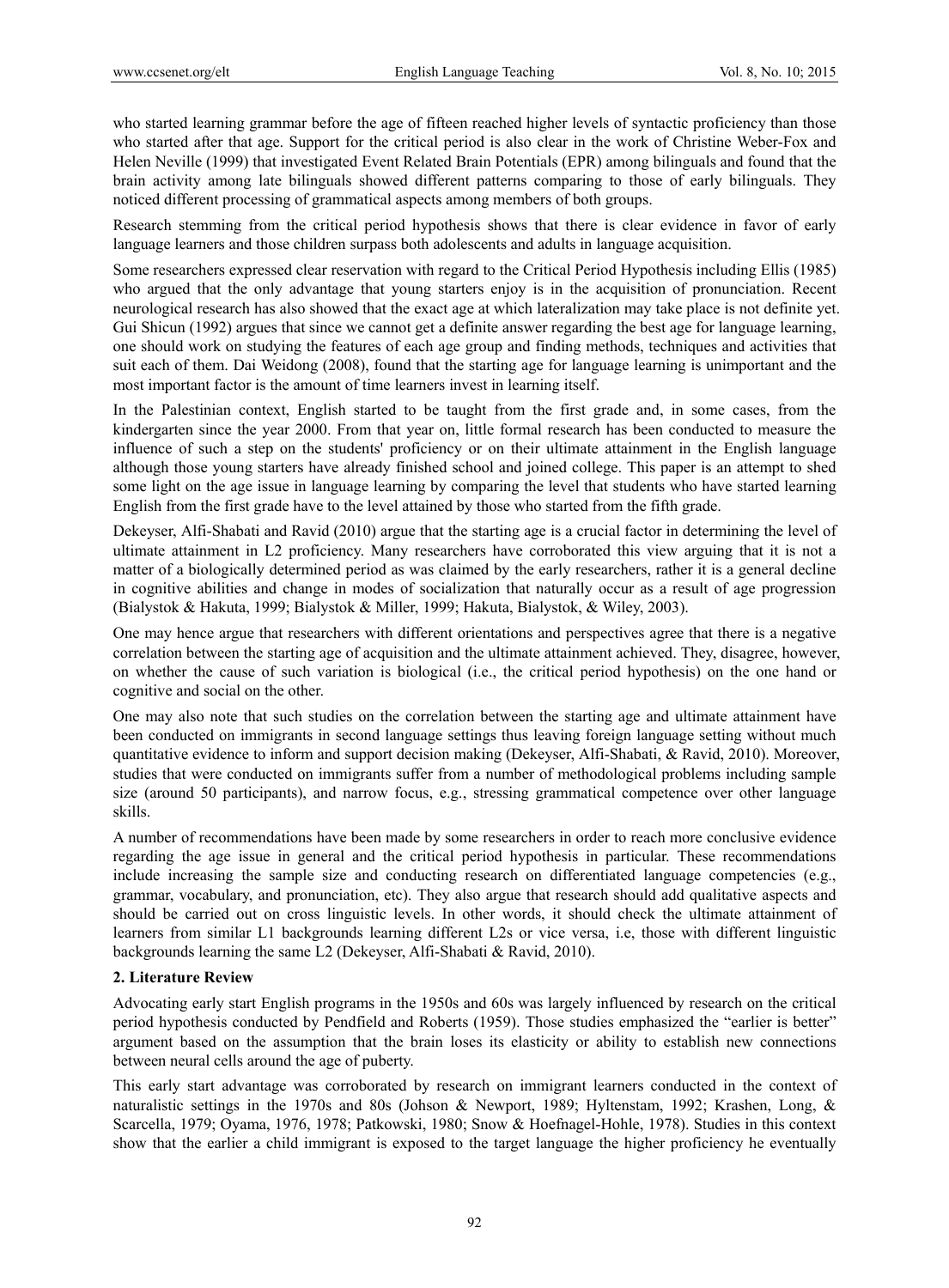who started learning grammar before the age of fifteen reached higher levels of syntactic proficiency than those who started after that age. Support for the critical period is also clear in the work of Christine Weber-Fox and Helen Neville (1999) that investigated Event Related Brain Potentials (EPR) among bilinguals and found that the brain activity among late bilinguals showed different patterns comparing to those of early bilinguals. They noticed different processing of grammatical aspects among members of both groups.

Research stemming from the critical period hypothesis shows that there is clear evidence in favor of early language learners and those children surpass both adolescents and adults in language acquisition.

Some researchers expressed clear reservation with regard to the Critical Period Hypothesis including Ellis (1985) who argued that the only advantage that young starters enjoy is in the acquisition of pronunciation. Recent neurological research has also showed that the exact age at which lateralization may take place is not definite yet. Gui Shicun (1992) argues that since we cannot get a definite answer regarding the best age for language learning, one should work on studying the features of each age group and finding methods, techniques and activities that suit each of them. Dai Weidong (2008), found that the starting age for language learning is unimportant and the most important factor is the amount of time learners invest in learning itself.

In the Palestinian context, English started to be taught from the first grade and, in some cases, from the kindergarten since the year 2000. From that year on, little formal research has been conducted to measure the influence of such a step on the students' proficiency or on their ultimate attainment in the English language although those young starters have already finished school and joined college. This paper is an attempt to shed some light on the age issue in language learning by comparing the level that students who have started learning English from the first grade have to the level attained by those who started from the fifth grade.

Dekeyser, Alfi-Shabati and Ravid (2010) argue that the starting age is a crucial factor in determining the level of ultimate attainment in L2 proficiency. Many researchers have corroborated this view arguing that it is not a matter of a biologically determined period as was claimed by the early researchers, rather it is a general decline in cognitive abilities and change in modes of socialization that naturally occur as a result of age progression (Bialystok & Hakuta, 1999; Bialystok & Miller, 1999; Hakuta, Bialystok, & Wiley, 2003).

One may hence argue that researchers with different orientations and perspectives agree that there is a negative correlation between the starting age of acquisition and the ultimate attainment achieved. They, disagree, however, on whether the cause of such variation is biological (i.e., the critical period hypothesis) on the one hand or cognitive and social on the other.

One may also note that such studies on the correlation between the starting age and ultimate attainment have been conducted on immigrants in second language settings thus leaving foreign language setting without much quantitative evidence to inform and support decision making (Dekeyser, Alfi-Shabati, & Ravid, 2010). Moreover, studies that were conducted on immigrants suffer from a number of methodological problems including sample size (around 50 participants), and narrow focus, e.g., stressing grammatical competence over other language skills.

A number of recommendations have been made by some researchers in order to reach more conclusive evidence regarding the age issue in general and the critical period hypothesis in particular. These recommendations include increasing the sample size and conducting research on differentiated language competencies (e.g., grammar, vocabulary, and pronunciation, etc). They also argue that research should add qualitative aspects and should be carried out on cross linguistic levels. In other words, it should check the ultimate attainment of learners from similar L1 backgrounds learning different L2s or vice versa, i.e, those with different linguistic backgrounds learning the same L2 (Dekeyser, Alfi-Shabati & Ravid, 2010).

## 2. Literature Review

Advocating early start English programs in the 1950s and 60s was largely influenced by research on the critical period hypothesis conducted by Pendfield and Roberts (1959). Those studies emphasized the "earlier is better" argument based on the assumption that the brain loses its elasticity or ability to establish new connections between neural cells around the age of puberty.

This early start advantage was corroborated by research on immigrant learners conducted in the context of naturalistic settings in the 1970s and 80s (Johson & Newport, 1989; Hyltenstam, 1992; Krashen, Long, & Scarcella, 1979; Oyama, 1976, 1978; Patkowski, 1980; Snow & Hoefnagel-Hohle, 1978). Studies in this context show that the earlier a child immigrant is exposed to the target language the higher proficiency he eventually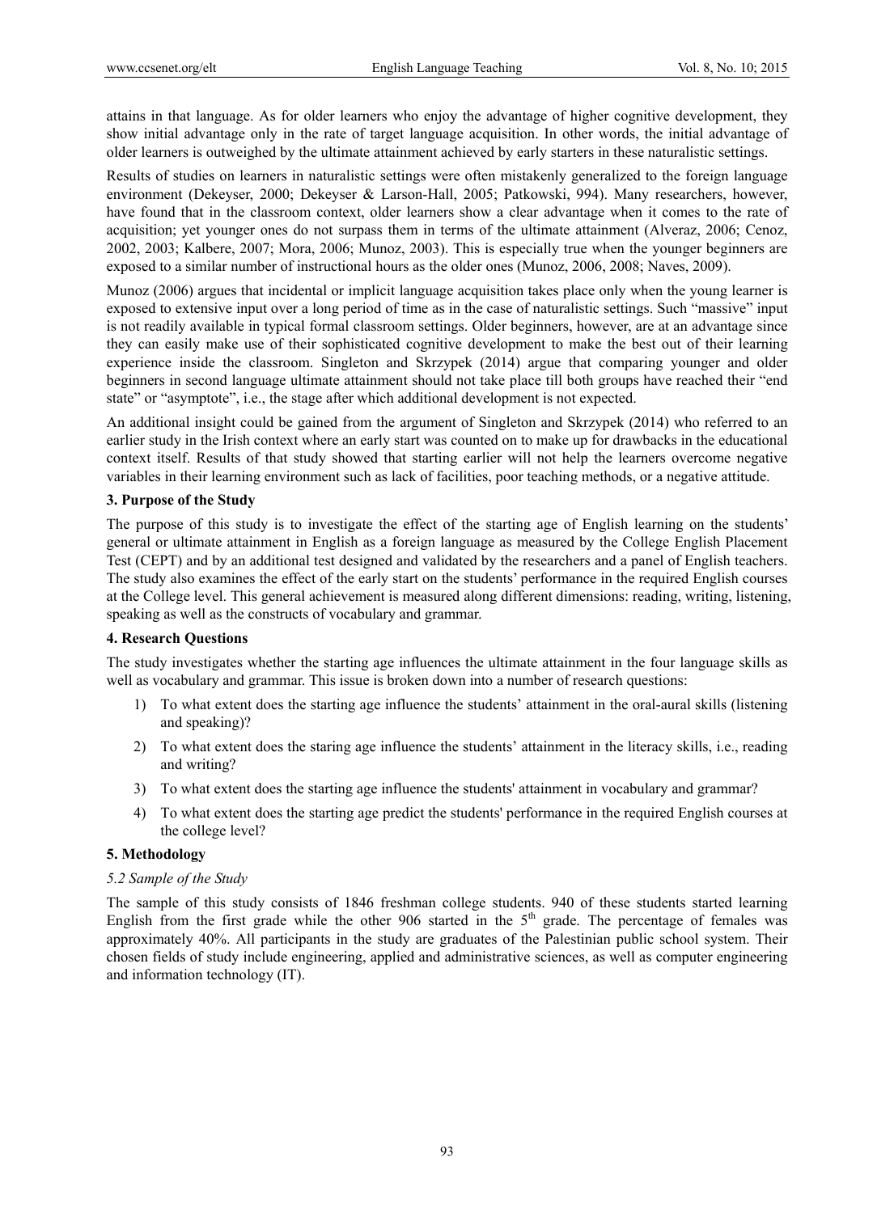attains in that language. As for older learners who enjoy the advantage of higher cognitive development, they show initial advantage only in the rate of target language acquisition. In other words, the initial advantage of older learners is outweighed by the ultimate attainment achieved by early starters in these naturalistic settings.

Results of studies on learners in naturalistic settings were often mistakenly generalized to the foreign language environment (Dekeyser, 2000; Dekeyser & Larson-Hall, 2005; Patkowski, 994). Many researchers, however, have found that in the classroom context, older learners show a clear advantage when it comes to the rate of acquisition; yet younger ones do not surpass them in terms of the ultimate attainment (Alveraz, 2006; Cenoz, 2002, 2003; Kalbere, 2007; Mora, 2006; Munoz, 2003). This is especially true when the younger beginners are exposed to a similar number of instructional hours as the older ones (Munoz, 2006, 2008; Naves, 2009).

Munoz (2006) argues that incidental or implicit language acquisition takes place only when the young learner is exposed to extensive input over a long period of time as in the case of naturalistic settings. Such "massive" input is not readily available in typical formal classroom settings. Older beginners, however, are at an advantage since they can easily make use of their sophisticated cognitive development to make the best out of their learning experience inside the classroom. Singleton and Skrzypek (2014) argue that comparing younger and older beginners in second language ultimate attainment should not take place till both groups have reached their "end state" or "asymptote", i.e., the stage after which additional development is not expected.

An additional insight could be gained from the argument of Singleton and Skrzypek (2014) who referred to an earlier study in the Irish context where an early start was counted on to make up for drawbacks in the educational context itself. Results of that study showed that starting earlier will not help the learners overcome negative variables in their learning environment such as lack of facilities, poor teaching methods, or a negative attitude.

## 3. Purpose of the Study

The purpose of this study is to investigate the effect of the starting age of English learning on the students' general or ultimate attainment in English as a foreign language as measured by the College English Placement Test (CEPT) and by an additional test designed and validated by the researchers and a panel of English teachers. The study also examines the effect of the early start on the students' performance in the required English courses at the College level. This general achievement is measured along different dimensions: reading, writing, listening, speaking as well as the constructs of vocabulary and grammar.

## 4. Research Questions

The study investigates whether the starting age influences the ultimate attainment in the four language skills as well as vocabulary and grammar. This issue is broken down into a number of research questions:

1) To what extent does the starting age influence the students' attainment in the oral-aural skills (listening and speaking)?
2) To what extent does the staring age influence the students' attainment in the literacy skills, i.e., reading and writing?
3) To what extent does the starting age influence the students' attainment in vocabulary and grammar?
4) To what extent does the starting age predict the students' performance in the required English courses at the college level?

## 5. Methodology

### *5.2 Sample of the Study*

The sample of this study consists of 1846 freshman college students. 940 of these students started learning English from the first grade while the other 906 started in the 5th grade. The percentage of females was approximately 40%. All participants in the study are graduates of the Palestinian public school system. Their chosen fields of study include engineering, applied and administrative sciences, as well as computer engineering and information technology (IT).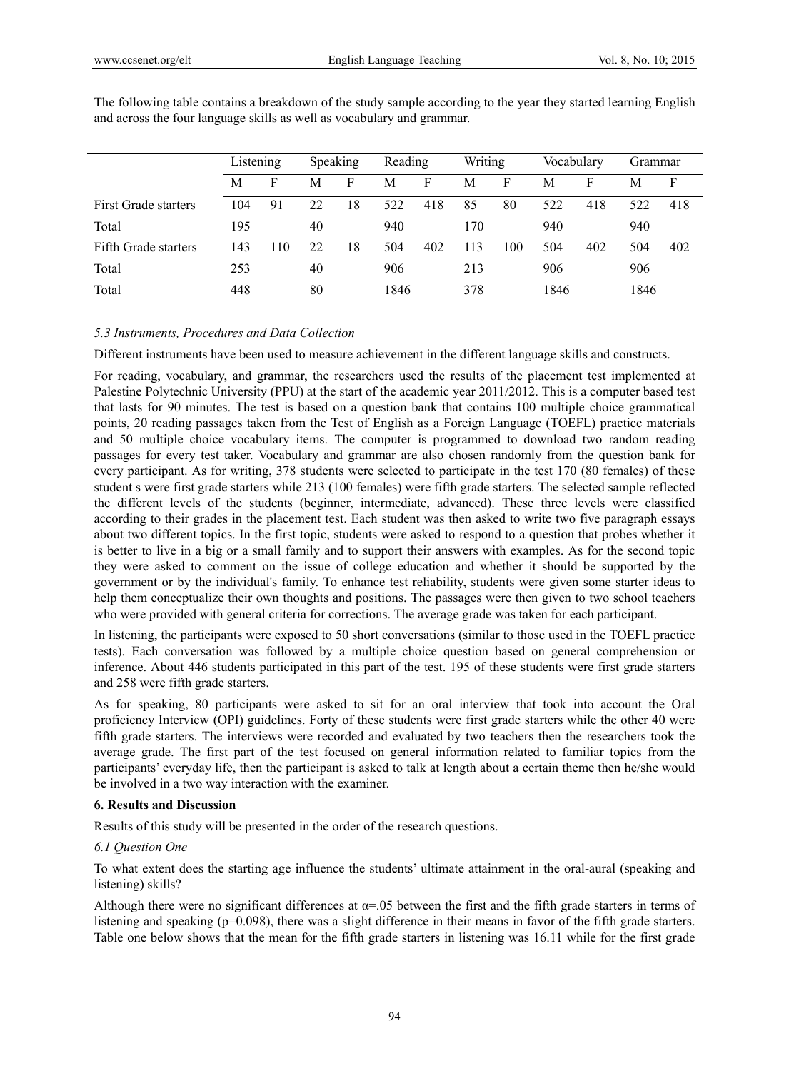The following table contains a breakdown of the study sample according to the year they started learning English and across the four language skills as well as vocabulary and grammar.

| | Listening | | Speaking | | Reading | | Writing | | Vocabulary | | Grammar | |
|---|---|---|---|---|---|---|---|---|---|---|---|---|
| | M | F | M | F | M | F | M | F | M | F | M | F |
| First Grade starters | 104 | 91 | 22 | 18 | 522 | 418 | 85 | 80 | 522 | 418 | 522 | 418 |
| Total | 195 | | 40 | | 940 | | 170 | | 940 | | 940 | |
| Fifth Grade starters | 143 | 110 | 22 | 18 | 504 | 402 | 113 | 100 | 504 | 402 | 504 | 402 |
| Total | 253 | | 40 | | 906 | | 213 | | 906 | | 906 | |
| Total | 448 | | 80 | | 1846 | | 378 | | 1846 | | 1846 | |

### *5.3 Instruments, Procedures and Data Collection*

Different instruments have been used to measure achievement in the different language skills and constructs.

For reading, vocabulary, and grammar, the researchers used the results of the placement test implemented at Palestine Polytechnic University (PPU) at the start of the academic year 2011/2012. This is a computer based test that lasts for 90 minutes. The test is based on a question bank that contains 100 multiple choice grammatical points, 20 reading passages taken from the Test of English as a Foreign Language (TOEFL) practice materials and 50 multiple choice vocabulary items. The computer is programmed to download two random reading passages for every test taker. Vocabulary and grammar are also chosen randomly from the question bank for every participant. As for writing, 378 students were selected to participate in the test 170 (80 females) of these student s were first grade starters while 213 (100 females) were fifth grade starters. The selected sample reflected the different levels of the students (beginner, intermediate, advanced). These three levels were classified according to their grades in the placement test. Each student was then asked to write two five paragraph essays about two different topics. In the first topic, students were asked to respond to a question that probes whether it is better to live in a big or a small family and to support their answers with examples. As for the second topic they were asked to comment on the issue of college education and whether it should be supported by the government or by the individual's family. To enhance test reliability, students were given some starter ideas to help them conceptualize their own thoughts and positions. The passages were then given to two school teachers who were provided with general criteria for corrections. The average grade was taken for each participant.

In listening, the participants were exposed to 50 short conversations (similar to those used in the TOEFL practice tests). Each conversation was followed by a multiple choice question based on general comprehension or inference. About 446 students participated in this part of the test. 195 of these students were first grade starters and 258 were fifth grade starters.

As for speaking, 80 participants were asked to sit for an oral interview that took into account the Oral proficiency Interview (OPI) guidelines. Forty of these students were first grade starters while the other 40 were fifth grade starters. The interviews were recorded and evaluated by two teachers then the researchers took the average grade. The first part of the test focused on general information related to familiar topics from the participants' everyday life, then the participant is asked to talk at length about a certain theme then he/she would be involved in a two way interaction with the examiner.

## 6. Results and Discussion

Results of this study will be presented in the order of the research questions.

### *6.1 Question One*

To what extent does the starting age influence the students' ultimate attainment in the oral-aural (speaking and listening) skills?

Although there were no significant differences at $\alpha=.05$ between the first and the fifth grade starters in terms of listening and speaking ($p=0.098$), there was a slight difference in their means in favor of the fifth grade starters. Table one below shows that the mean for the fifth grade starters in listening was 16.11 while for the first grade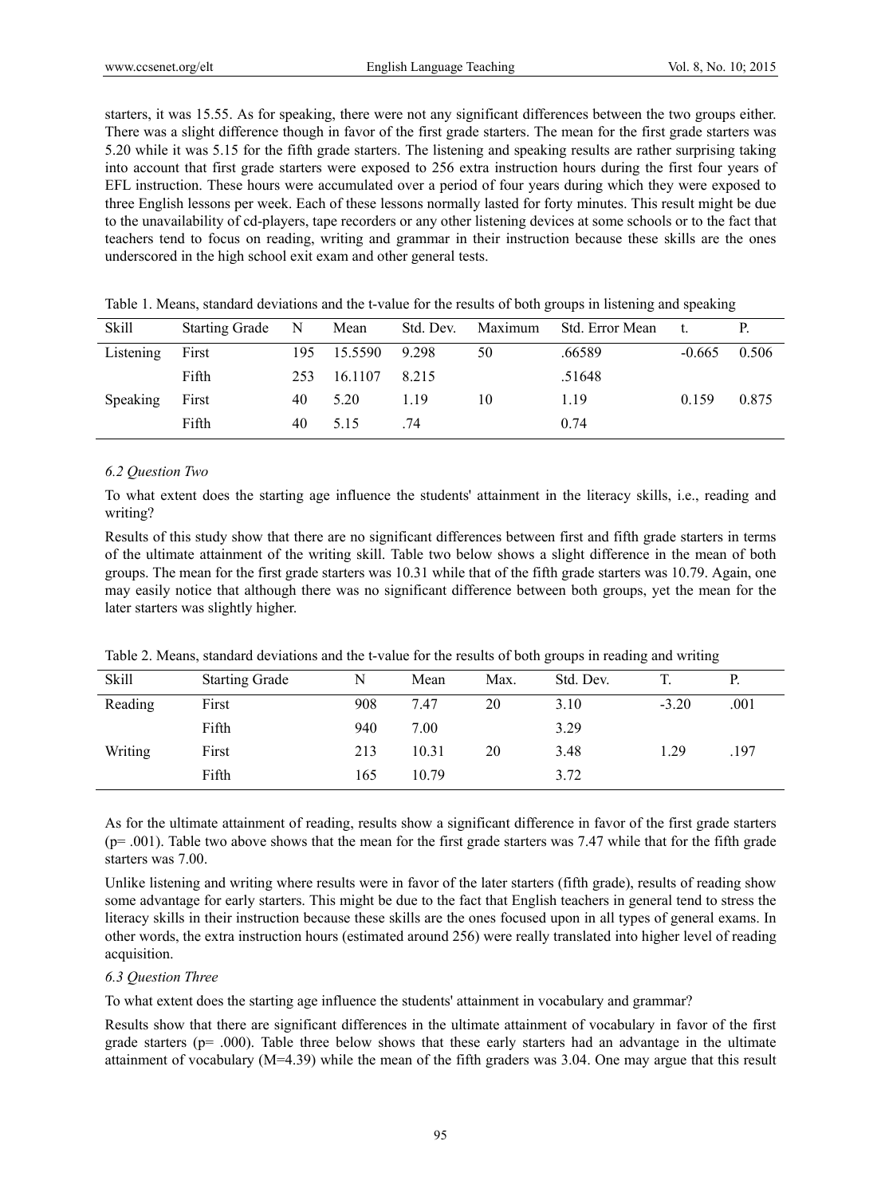starters, it was 15.55. As for speaking, there were not any significant differences between the two groups either. There was a slight difference though in favor of the first grade starters. The mean for the first grade starters was 5.20 while it was 5.15 for the fifth grade starters. The listening and speaking results are rather surprising taking into account that first grade starters were exposed to 256 extra instruction hours during the first four years of EFL instruction. These hours were accumulated over a period of four years during which they were exposed to three English lessons per week. Each of these lessons normally lasted for forty minutes. This result might be due to the unavailability of cd-players, tape recorders or any other listening devices at some schools or to the fact that teachers tend to focus on reading, writing and grammar in their instruction because these skills are the ones underscored in the high school exit exam and other general tests.

Table 1. Means, standard deviations and the t-value for the results of both groups in listening and speaking

| Skill | Starting Grade | N | Mean | Std. Dev. | Maximum | Std. Error Mean | t. | P. |
|---|---|---|---|---|---|---|---|---|
| Listening | First | 195 | 15.5590 | 9.298 | 50 | .66589 | -0.665 | 0.506 |
| | Fifth | 253 | 16.1107 | 8.215 | | .51648 | | |
| Speaking | First | 40 | 5.20 | 1.19 | 10 | 1.19 | 0.159 | 0.875 |
| | Fifth | 40 | 5.15 | .74 | | 0.74 | | |

### *6.2 Question Two*

To what extent does the starting age influence the students' attainment in the literacy skills, i.e., reading and writing?

Results of this study show that there are no significant differences between first and fifth grade starters in terms of the ultimate attainment of the writing skill. Table two below shows a slight difference in the mean of both groups. The mean for the first grade starters was 10.31 while that of the fifth grade starters was 10.79. Again, one may easily notice that although there was no significant difference between both groups, yet the mean for the later starters was slightly higher.

Table 2. Means, standard deviations and the t-value for the results of both groups in reading and writing

| Skill | Starting Grade | N | Mean | Max. | Std. Dev. | T. | P. |
|---|---|---|---|---|---|---|---|
| Reading | First | 908 | 7.47 | 20 | 3.10 | -3.20 | .001 |
| | Fifth | 940 | 7.00 | | 3.29 | | |
| Writing | First | 213 | 10.31 | 20 | 3.48 | 1.29 | .197 |
| | Fifth | 165 | 10.79 | | 3.72 | | |

As for the ultimate attainment of reading, results show a significant difference in favor of the first grade starters (p= .001). Table two above shows that the mean for the first grade starters was 7.47 while that for the fifth grade starters was 7.00.

Unlike listening and writing where results were in favor of the later starters (fifth grade), results of reading show some advantage for early starters. This might be due to the fact that English teachers in general tend to stress the literacy skills in their instruction because these skills are the ones focused upon in all types of general exams. In other words, the extra instruction hours (estimated around 256) were really translated into higher level of reading acquisition.

### *6.3 Question Three*

To what extent does the starting age influence the students' attainment in vocabulary and grammar?

Results show that there are significant differences in the ultimate attainment of vocabulary in favor of the first grade starters (p= .000). Table three below shows that these early starters had an advantage in the ultimate attainment of vocabulary (M=4.39) while the mean of the fifth graders was 3.04. One may argue that this result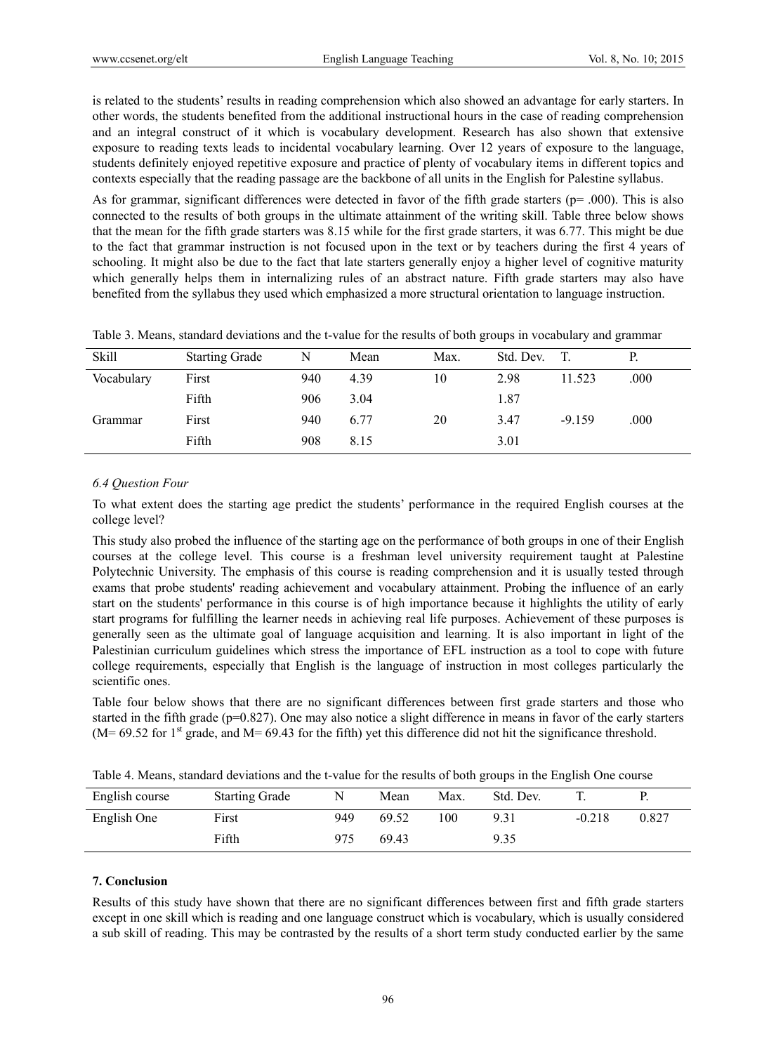is related to the students' results in reading comprehension which also showed an advantage for early starters. In other words, the students benefited from the additional instructional hours in the case of reading comprehension and an integral construct of it which is vocabulary development. Research has also shown that extensive exposure to reading texts leads to incidental vocabulary learning. Over 12 years of exposure to the language, students definitely enjoyed repetitive exposure and practice of plenty of vocabulary items in different topics and contexts especially that the reading passage are the backbone of all units in the English for Palestine syllabus.

As for grammar, significant differences were detected in favor of the fifth grade starters ($p = .000$). This is also connected to the results of both groups in the ultimate attainment of the writing skill. Table three below shows that the mean for the fifth grade starters was 8.15 while for the first grade starters, it was 6.77. This might be due to the fact that grammar instruction is not focused upon in the text or by teachers during the first 4 years of schooling. It might also be due to the fact that late starters generally enjoy a higher level of cognitive maturity which generally helps them in internalizing rules of an abstract nature. Fifth grade starters may also have benefited from the syllabus they used which emphasized a more structural orientation to language instruction.

Table 3. Means, standard deviations and the t-value for the results of both groups in vocabulary and grammar

| Skill | Starting Grade | N | Mean | Max. | Std. Dev. | T. | P. |
|---|---|---|---|---|---|---|---|
| Vocabulary | First | 940 | 4.39 | 10 | 2.98 | 11.523 | .000 |
| | Fifth | 906 | 3.04 | | 1.87 | | |
| Grammar | First | 940 | 6.77 | 20 | 3.47 | -9.159 | .000 |
| | Fifth | 908 | 8.15 | | 3.01 | | |

### *6.4 Question Four*

To what extent does the starting age predict the students' performance in the required English courses at the college level?

This study also probed the influence of the starting age on the performance of both groups in one of their English courses at the college level. This course is a freshman level university requirement taught at Palestine Polytechnic University. The emphasis of this course is reading comprehension and it is usually tested through exams that probe students' reading achievement and vocabulary attainment. Probing the influence of an early start on the students' performance in this course is of high importance because it highlights the utility of early start programs for fulfilling the learner needs in achieving real life purposes. Achievement of these purposes is generally seen as the ultimate goal of language acquisition and learning. It is also important in light of the Palestinian curriculum guidelines which stress the importance of EFL instruction as a tool to cope with future college requirements, especially that English is the language of instruction in most colleges particularly the scientific ones.

Table four below shows that there are no significant differences between first grade starters and those who started in the fifth grade ($p=0.827$). One may also notice a slight difference in means in favor of the early starters ($M= 69.52$ for 1st grade, and $M= 69.43$ for the fifth) yet this difference did not hit the significance threshold.

Table 4. Means, standard deviations and the t-value for the results of both groups in the English One course

| English course | Starting Grade | N | Mean | Max. | Std. Dev. | T. | P. |
|---|---|---|---|---|---|---|---|
| English One | First | 949 | 69.52 | 100 | 9.31 | -0.218 | 0.827 |
| | Fifth | 975 | 69.43 | | 9.35 | | |

## 7. Conclusion

Results of this study have shown that there are no significant differences between first and fifth grade starters except in one skill which is reading and one language construct which is vocabulary, which is usually considered a sub skill of reading. This may be contrasted by the results of a short term study conducted earlier by the same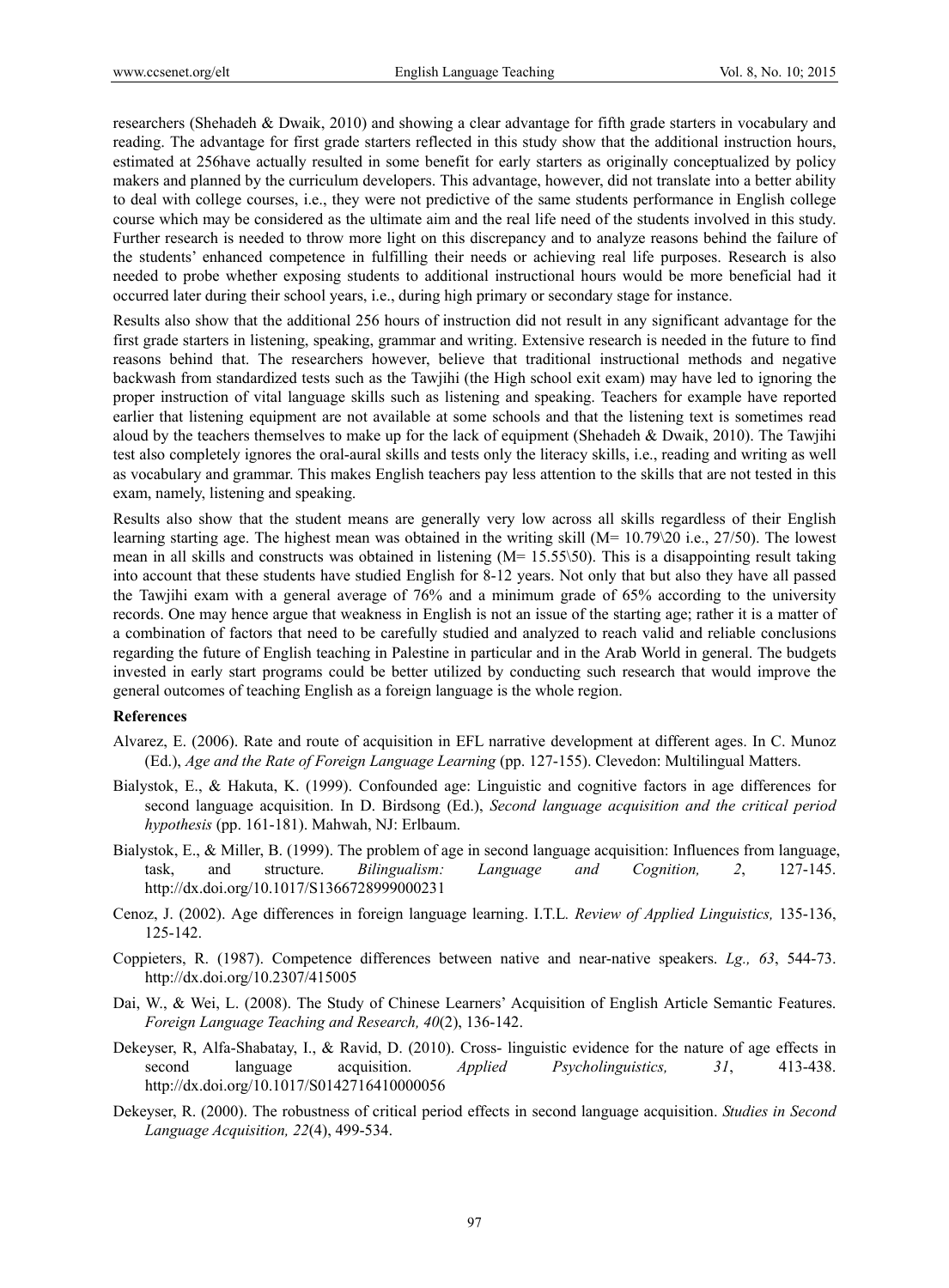researchers (Shehadeh & Dwaik, 2010) and showing a clear advantage for fifth grade starters in vocabulary and reading. The advantage for first grade starters reflected in this study show that the additional instruction hours, estimated at 256have actually resulted in some benefit for early starters as originally conceptualized by policy makers and planned by the curriculum developers. This advantage, however, did not translate into a better ability to deal with college courses, i.e., they were not predictive of the same students performance in English college course which may be considered as the ultimate aim and the real life need of the students involved in this study. Further research is needed to throw more light on this discrepancy and to analyze reasons behind the failure of the students' enhanced competence in fulfilling their needs or achieving real life purposes. Research is also needed to probe whether exposing students to additional instructional hours would be more beneficial had it occurred later during their school years, i.e., during high primary or secondary stage for instance.

Results also show that the additional 256 hours of instruction did not result in any significant advantage for the first grade starters in listening, speaking, grammar and writing. Extensive research is needed in the future to find reasons behind that. The researchers however, believe that traditional instructional methods and negative backwash from standardized tests such as the Tawjihi (the High school exit exam) may have led to ignoring the proper instruction of vital language skills such as listening and speaking. Teachers for example have reported earlier that listening equipment are not available at some schools and that the listening text is sometimes read aloud by the teachers themselves to make up for the lack of equipment (Shehadeh & Dwaik, 2010). The Tawjihi test also completely ignores the oral-aural skills and tests only the literacy skills, i.e., reading and writing as well as vocabulary and grammar. This makes English teachers pay less attention to the skills that are not tested in this exam, namely, listening and speaking.

Results also show that the student means are generally very low across all skills regardless of their English learning starting age. The highest mean was obtained in the writing skill (M= 10.79\20 i.e., 27/50). The lowest mean in all skills and constructs was obtained in listening (M= 15.55\50). This is a disappointing result taking into account that these students have studied English for 8-12 years. Not only that but also they have all passed the Tawjihi exam with a general average of 76% and a minimum grade of 65% according to the university records. One may hence argue that weakness in English is not an issue of the starting age; rather it is a matter of a combination of factors that need to be carefully studied and analyzed to reach valid and reliable conclusions regarding the future of English teaching in Palestine in particular and in the Arab World in general. The budgets invested in early start programs could be better utilized by conducting such research that would improve the general outcomes of teaching English as a foreign language is the whole region.

## References

Alvarez, E. (2006). Rate and route of acquisition in EFL narrative development at different ages. In C. Munoz (Ed.), *Age and the Rate of Foreign Language Learning* (pp. 127-155). Clevedon: Multilingual Matters.

Bialystok, E., & Hakuta, K. (1999). Confounded age: Linguistic and cognitive factors in age differences for second language acquisition. In D. Birdsong (Ed.), *Second language acquisition and the critical period hypothesis* (pp. 161-181). Mahwah, NJ: Erlbaum.

Bialystok, E., & Miller, B. (1999). The problem of age in second language acquisition: Influences from language, task, and structure. *Bilingualism: Language and Cognition, 2*, 127-145. http://dx.doi.org/10.1017/S1366728999000231

Cenoz, J. (2002). Age differences in foreign language learning. I.T.L. *Review of Applied Linguistics,* 135-136, 125-142.

Coppieters, R. (1987). Competence differences between native and near-native speakers. *Lg., 63*, 544-73. http://dx.doi.org/10.2307/415005

Dai, W., & Wei, L. (2008). The Study of Chinese Learners' Acquisition of English Article Semantic Features. *Foreign Language Teaching and Research, 40*(2), 136-142.

Dekeyser, R, Alfa-Shabatay, I., & Ravid, D. (2010). Cross- linguistic evidence for the nature of age effects in second language acquisition. *Applied Psycholinguistics, 31*, 413-438. http://dx.doi.org/10.1017/S0142716410000056

Dekeyser, R. (2000). The robustness of critical period effects in second language acquisition. *Studies in Second Language Acquisition, 22*(4), 499-534.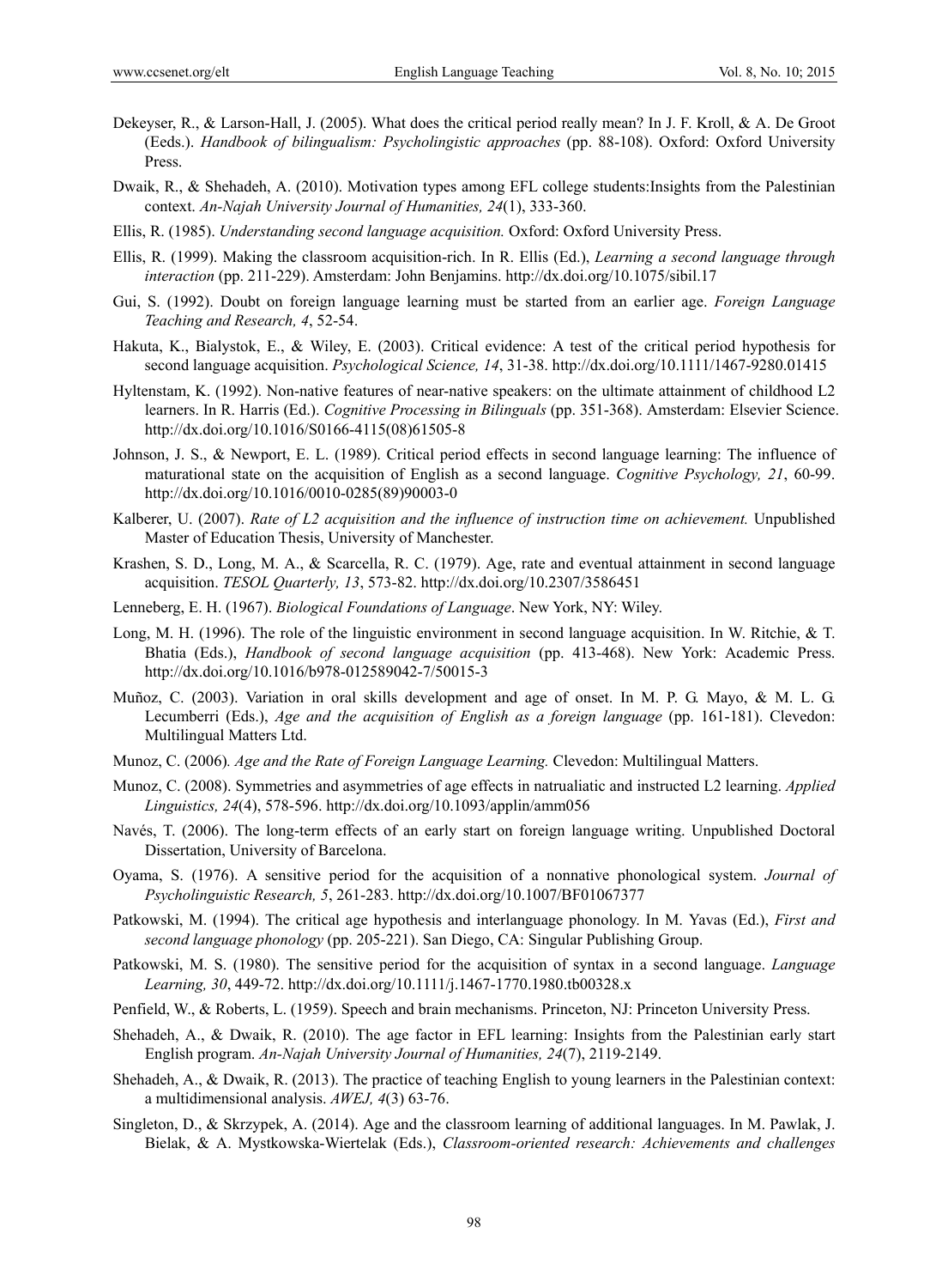Dekeyser, R., & Larson-Hall, J. (2005). What does the critical period really mean? In J. F. Kroll, & A. De Groot (Eeds.). *Handbook of bilingualism: Psycholingistic approaches* (pp. 88-108). Oxford: Oxford University Press.

Dwaik, R., & Shehadeh, A. (2010). Motivation types among EFL college students:Insights from the Palestinian context. *An-Najah University Journal of Humanities, 24*(1), 333-360.

Ellis, R. (1985). *Understanding second language acquisition.* Oxford: Oxford University Press.

Ellis, R. (1999). Making the classroom acquisition-rich. In R. Ellis (Ed.), *Learning a second language through interaction* (pp. 211-229). Amsterdam: John Benjamins. http://dx.doi.org/10.1075/sibil.17

Gui, S. (1992). Doubt on foreign language learning must be started from an earlier age. *Foreign Language Teaching and Research, 4*, 52-54.

Hakuta, K., Bialystok, E., & Wiley, E. (2003). Critical evidence: A test of the critical period hypothesis for second language acquisition. *Psychological Science, 14*, 31-38. http://dx.doi.org/10.1111/1467-9280.01415

Hyltenstam, K. (1992). Non-native features of near-native speakers: on the ultimate attainment of childhood L2 learners. In R. Harris (Ed.). *Cognitive Processing in Bilinguals* (pp. 351-368). Amsterdam: Elsevier Science. http://dx.doi.org/10.1016/S0166-4115(08)61505-8

Johnson, J. S., & Newport, E. L. (1989). Critical period effects in second language learning: The influence of maturational state on the acquisition of English as a second language. *Cognitive Psychology, 21*, 60-99. http://dx.doi.org/10.1016/0010-0285(89)90003-0

Kalberer, U. (2007). *Rate of L2 acquisition and the influence of instruction time on achievement.* Unpublished Master of Education Thesis, University of Manchester.

Krashen, S. D., Long, M. A., & Scarcella, R. C. (1979). Age, rate and eventual attainment in second language acquisition. *TESOL Quarterly, 13*, 573-82. http://dx.doi.org/10.2307/3586451

Lenneberg, E. H. (1967). *Biological Foundations of Language*. New York, NY: Wiley.

Long, M. H. (1996). The role of the linguistic environment in second language acquisition. In W. Ritchie, & T. Bhatia (Eds.), *Handbook of second language acquisition* (pp. 413-468). New York: Academic Press. http://dx.doi.org/10.1016/b978-012589042-7/50015-3

Muñoz, C. (2003). Variation in oral skills development and age of onset. In M. P. G. Mayo, & M. L. G. Lecumberri (Eds.), *Age and the acquisition of English as a foreign language* (pp. 161-181). Clevedon: Multilingual Matters Ltd.

Munoz, C. (2006). *Age and the Rate of Foreign Language Learning.* Clevedon: Multilingual Matters.

Munoz, C. (2008). Symmetries and asymmetries of age effects in natrualiatic and instructed L2 learning. *Applied Linguistics, 24*(4), 578-596. http://dx.doi.org/10.1093/applin/amm056

Navés, T. (2006). The long-term effects of an early start on foreign language writing. Unpublished Doctoral Dissertation, University of Barcelona.

Oyama, S. (1976). A sensitive period for the acquisition of a nonnative phonological system. *Journal of Psycholinguistic Research, 5*, 261-283. http://dx.doi.org/10.1007/BF01067377

Patkowski, M. (1994). The critical age hypothesis and interlanguage phonology. In M. Yavas (Ed.), *First and second language phonology* (pp. 205-221). San Diego, CA: Singular Publishing Group.

Patkowski, M. S. (1980). The sensitive period for the acquisition of syntax in a second language. *Language Learning, 30*, 449-72. http://dx.doi.org/10.1111/j.1467-1770.1980.tb00328.x

Penfield, W., & Roberts, L. (1959). Speech and brain mechanisms. Princeton, NJ: Princeton University Press.

Shehadeh, A., & Dwaik, R. (2010). The age factor in EFL learning: Insights from the Palestinian early start English program. *An-Najah University Journal of Humanities, 24*(7), 2119-2149.

Shehadeh, A., & Dwaik, R. (2013). The practice of teaching English to young learners in the Palestinian context: a multidimensional analysis. *AWEJ, 4*(3) 63-76.

Singleton, D., & Skrzypek, A. (2014). Age and the classroom learning of additional languages. In M. Pawlak, J. Bielak, & A. Mystkowska-Wiertelak (Eds.), *Classroom-oriented research: Achievements and challenges*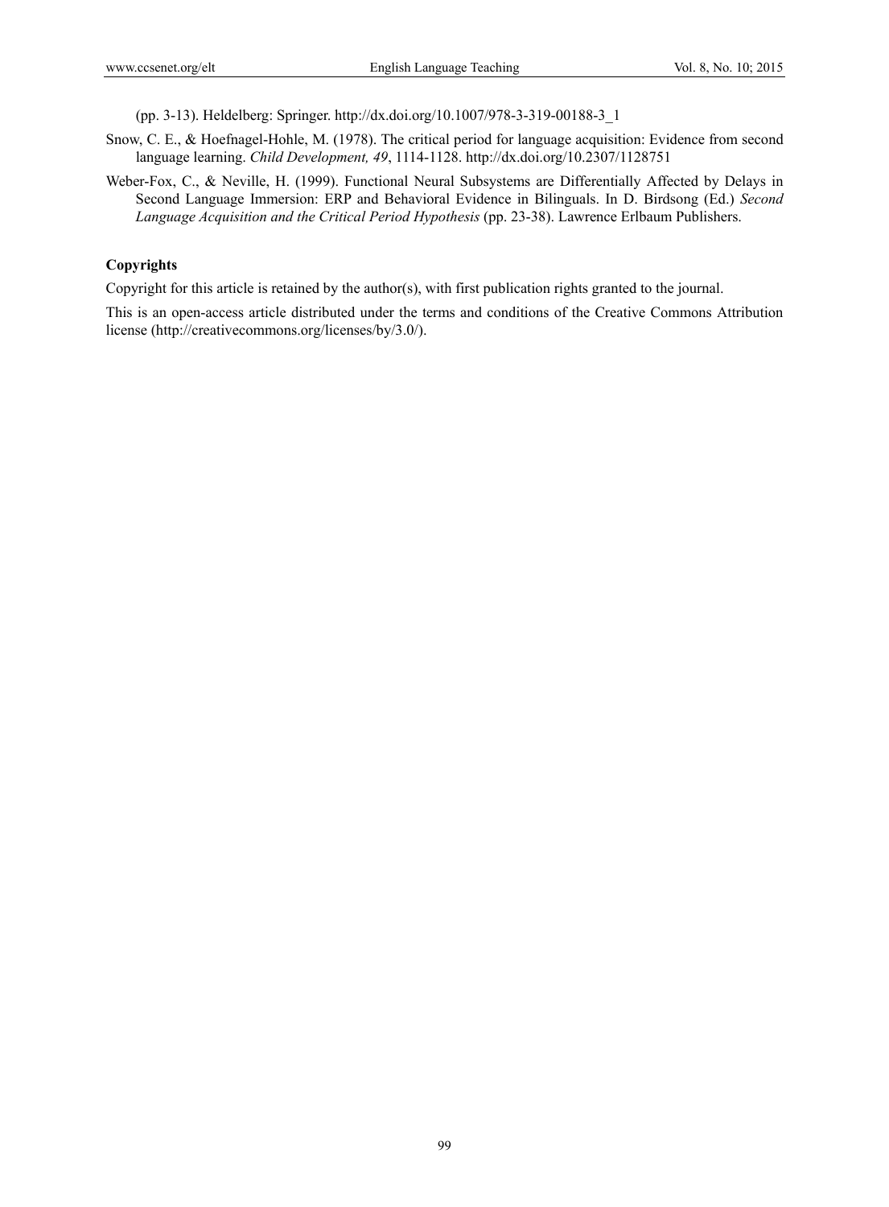(pp. 3-13). Heldelberg: Springer. http://dx.doi.org/10.1007/978-3-319-00188-3_1

Snow, C. E., & Hoefnagel-Hohle, M. (1978). The critical period for language acquisition: Evidence from second language learning. *Child Development, 49*, 1114-1128. http://dx.doi.org/10.2307/1128751

Weber-Fox, C., & Neville, H. (1999). Functional Neural Subsystems are Differentially Affected by Delays in Second Language Immersion: ERP and Behavioral Evidence in Bilinguals. In D. Birdsong (Ed.) *Second Language Acquisition and the Critical Period Hypothesis* (pp. 23-38). Lawrence Erlbaum Publishers.

**Copyrights**

Copyright for this article is retained by the author(s), with first publication rights granted to the journal.

This is an open-access article distributed under the terms and conditions of the Creative Commons Attribution license (http://creativecommons.org/licenses/by/3.0/).